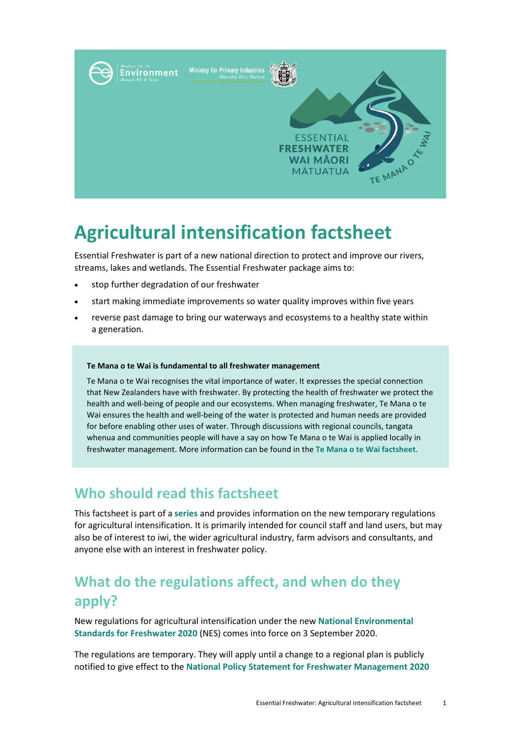# Agricultural intensification factsheet

Essential Freshwater is part of a new national direction to protect and improve our rivers, streams, lakes and wetlands. The Essential Freshwater package aims to:

- stop further degradation of our freshwater
- start making immediate improvements so water quality improves within five years
- reverse past damage to bring our waterways and ecosystems to a healthy state within a generation.

**Te Mana o te Wai is fundamental to all freshwater management**

Te Mana o te Wai recognises the vital importance of water. It expresses the special connection that New Zealanders have with freshwater. By protecting the health of freshwater we protect the health and well-being of people and our ecosystems. When managing freshwater, Te Mana o te Wai ensures the health and well-being of the water is protected and human needs are provided for before enabling other uses of water. Through discussions with regional councils, tangata whenua and communities people will have a say on how Te Mana o te Wai is applied locally in freshwater management. More information can be found in the **Te Mana o te Wai factsheet**.

## Who should read this factsheet

This factsheet is part of a **series** and provides information on the new temporary regulations for agricultural intensification. It is primarily intended for council staff and land users, but may also be of interest to iwi, the wider agricultural industry, farm advisors and consultants, and anyone else with an interest in freshwater policy.

## What do the regulations affect, and when do they apply?

New regulations for agricultural intensification under the new **National Environmental Standards for Freshwater 2020** (NES) comes into force on 3 September 2020.

The regulations are temporary. They will apply until a change to a regional plan is publicly notified to give effect to the **National Policy Statement for Freshwater Management 2020**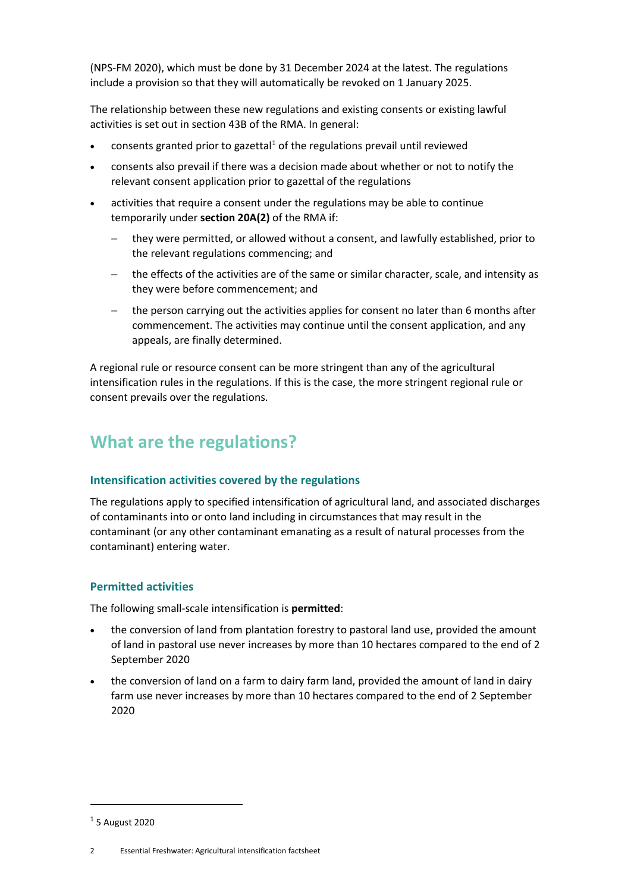(NPS-FM 2020), which must be done by 31 December 2024 at the latest. The regulations include a provision so that they will automatically be revoked on 1 January 2025.

The relationship between these new regulations and existing consents or existing lawful activities is set out in section 43B of the RMA. In general:

- consents granted prior to gazettal[1] of the regulations prevail until reviewed
- consents also prevail if there was a decision made about whether or not to notify the relevant consent application prior to gazettal of the regulations
- activities that require a consent under the regulations may be able to continue temporarily under **section 20A(2)** of the RMA if:
  - they were permitted, or allowed without a consent, and lawfully established, prior to the relevant regulations commencing; and
  - the effects of the activities are of the same or similar character, scale, and intensity as they were before commencement; and
  - the person carrying out the activities applies for consent no later than 6 months after commencement. The activities may continue until the consent application, and any appeals, are finally determined.

A regional rule or resource consent can be more stringent than any of the agricultural intensification rules in the regulations. If this is the case, the more stringent regional rule or consent prevails over the regulations.

## What are the regulations?

### Intensification activities covered by the regulations

The regulations apply to specified intensification of agricultural land, and associated discharges of contaminants into or onto land including in circumstances that may result in the contaminant (or any other contaminant emanating as a result of natural processes from the contaminant) entering water.

### Permitted activities

The following small-scale intensification is **permitted**:

- the conversion of land from plantation forestry to pastoral land use, provided the amount of land in pastoral use never increases by more than 10 hectares compared to the end of 2 September 2020
- the conversion of land on a farm to dairy farm land, provided the amount of land in dairy farm use never increases by more than 10 hectares compared to the end of 2 September 2020

[1] 5 August 2020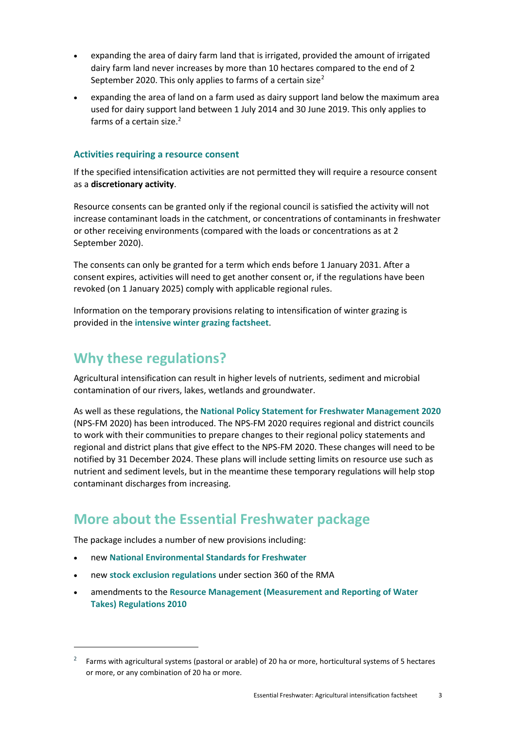- expanding the area of dairy farm land that is irrigated, provided the amount of irrigated dairy farm land never increases by more than 10 hectares compared to the end of 2 September 2020. This only applies to farms of a certain size[2]
- expanding the area of land on a farm used as dairy support land below the maximum area used for dairy support land between 1 July 2014 and 30 June 2019. This only applies to farms of a certain size.[2]

### Activities requiring a resource consent

If the specified intensification activities are not permitted they will require a resource consent as a **discretionary activity**.

Resource consents can be granted only if the regional council is satisfied the activity will not increase contaminant loads in the catchment, or concentrations of contaminants in freshwater or other receiving environments (compared with the loads or concentrations as at 2 September 2020).

The consents can only be granted for a term which ends before 1 January 2031. After a consent expires, activities will need to get another consent or, if the regulations have been revoked (on 1 January 2025) comply with applicable regional rules.

Information on the temporary provisions relating to intensification of winter grazing is provided in the **intensive winter grazing factsheet**.

## Why these regulations?

Agricultural intensification can result in higher levels of nutrients, sediment and microbial contamination of our rivers, lakes, wetlands and groundwater.

As well as these regulations, the **National Policy Statement for Freshwater Management 2020** (NPS-FM 2020) has been introduced. The NPS-FM 2020 requires regional and district councils to work with their communities to prepare changes to their regional policy statements and regional and district plans that give effect to the NPS-FM 2020. These changes will need to be notified by 31 December 2024. These plans will include setting limits on resource use such as nutrient and sediment levels, but in the meantime these temporary regulations will help stop contaminant discharges from increasing.

## More about the Essential Freshwater package

The package includes a number of new provisions including:

- new **National Environmental Standards for Freshwater**
- new **stock exclusion regulations** under section 360 of the RMA
- amendments to the **Resource Management (Measurement and Reporting of Water Takes) Regulations 2010**

[2] Farms with agricultural systems (pastoral or arable) of 20 ha or more, horticultural systems of 5 hectares or more, or any combination of 20 ha or more.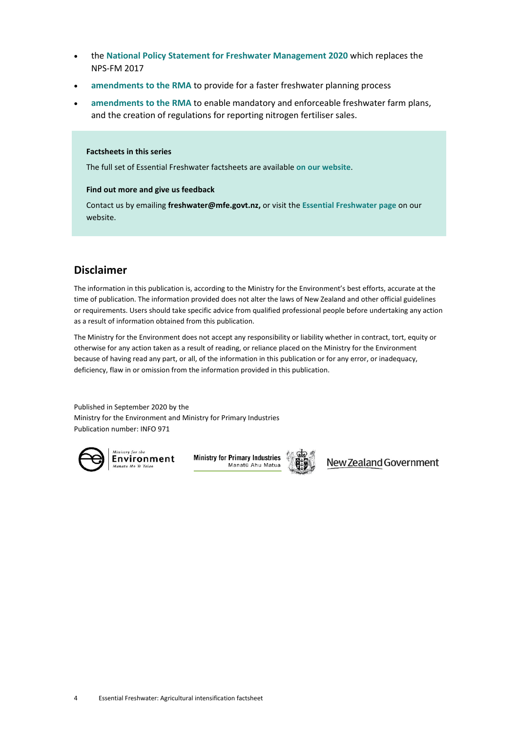- the **National Policy Statement for Freshwater Management 2020** which replaces the NPS-FM 2017
- **amendments to the RMA** to provide for a faster freshwater planning process
- **amendments to the RMA** to enable mandatory and enforceable freshwater farm plans, and the creation of regulations for reporting nitrogen fertiliser sales.

**Factsheets in this series**

The full set of Essential Freshwater factsheets are available **on our website**.

**Find out more and give us feedback**

Contact us by emailing **freshwater@mfe.govt.nz,** or visit the **Essential Freshwater page** on our website.

## Disclaimer

The information in this publication is, according to the Ministry for the Environment's best efforts, accurate at the time of publication. The information provided does not alter the laws of New Zealand and other official guidelines or requirements. Users should take specific advice from qualified professional people before undertaking any action as a result of information obtained from this publication.

The Ministry for the Environment does not accept any responsibility or liability whether in contract, tort, equity or otherwise for any action taken as a result of reading, or reliance placed on the Ministry for the Environment because of having read any part, or all, of the information in this publication or for any error, or inadequacy, deficiency, flaw in or omission from the information provided in this publication.

Published in September 2020 by the
Ministry for the Environment and Ministry for Primary Industries
Publication number: INFO 971

Ministry for the Environment
Manatu Mo Te Taiao

Ministry for Primary Industries
Manatū Ahu Matua

New Zealand Government